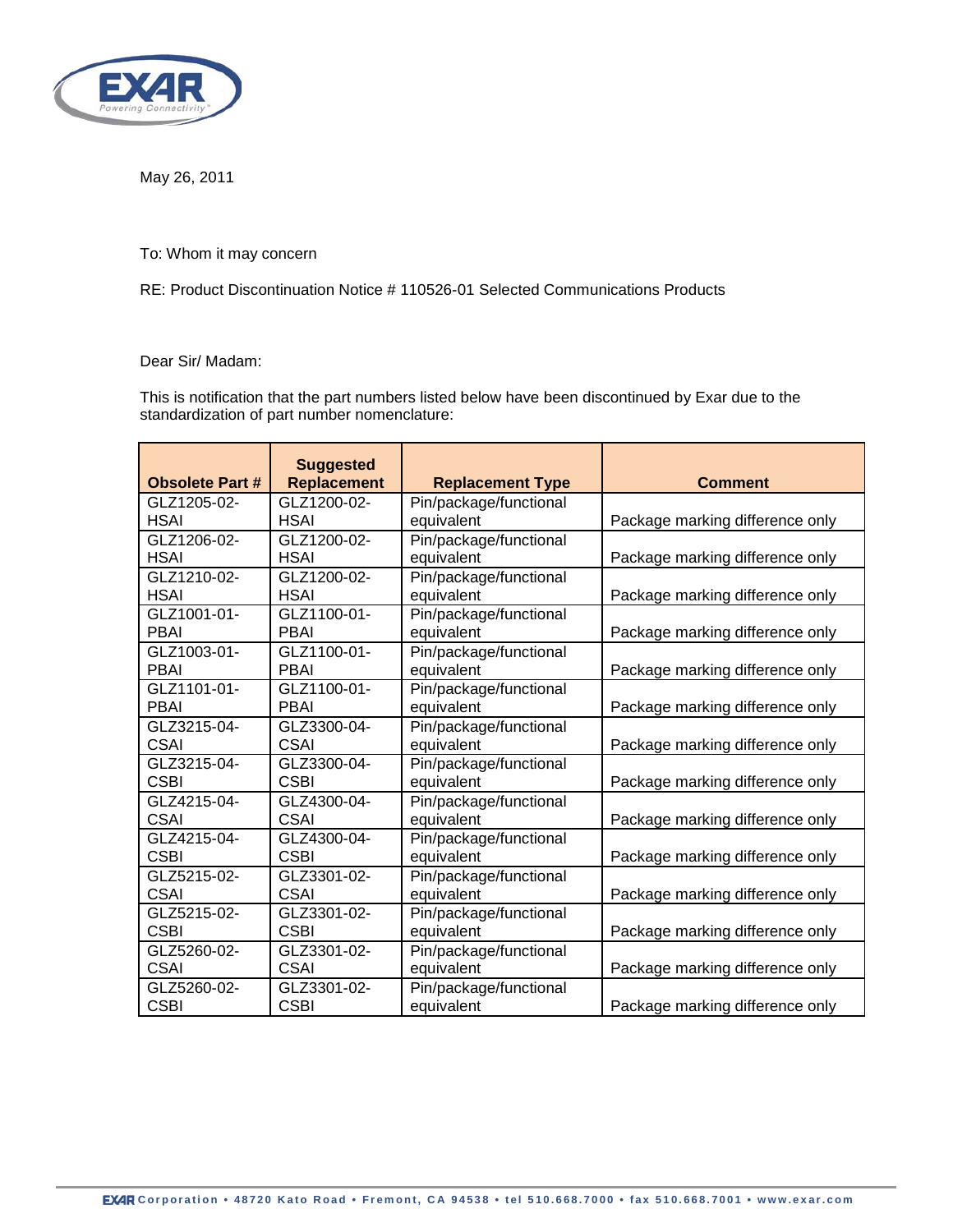May 26, 2011

To: Whom it may concern

RE: Product Discontinuation Notice # 110526-01 Selected Communications Products

Dear Sir/ Madam:

This is notification that the part numbers listed below have been discontinued by Exar due to the standardization of part number nomenclature:

| Obsolete Part # | Suggested Replacement | Replacement Type | Comment |
|---|---|---|---|
| GLZ1205-02-HSAI | GLZ1200-02-HSAI | Pin/package/functional equivalent | Package marking difference only |
| GLZ1206-02-HSAI | GLZ1200-02-HSAI | Pin/package/functional equivalent | Package marking difference only |
| GLZ1210-02-HSAI | GLZ1200-02-HSAI | Pin/package/functional equivalent | Package marking difference only |
| GLZ1001-01-PBAI | GLZ1100-01-PBAI | Pin/package/functional equivalent | Package marking difference only |
| GLZ1003-01-PBAI | GLZ1100-01-PBAI | Pin/package/functional equivalent | Package marking difference only |
| GLZ1101-01-PBAI | GLZ1100-01-PBAI | Pin/package/functional equivalent | Package marking difference only |
| GLZ3215-04-CSAI | GLZ3300-04-CSAI | Pin/package/functional equivalent | Package marking difference only |
| GLZ3215-04-CSBI | GLZ3300-04-CSBI | Pin/package/functional equivalent | Package marking difference only |
| GLZ4215-04-CSAI | GLZ4300-04-CSAI | Pin/package/functional equivalent | Package marking difference only |
| GLZ4215-04-CSBI | GLZ4300-04-CSBI | Pin/package/functional equivalent | Package marking difference only |
| GLZ5215-02-CSAI | GLZ3301-02-CSAI | Pin/package/functional equivalent | Package marking difference only |
| GLZ5215-02-CSBI | GLZ3301-02-CSBI | Pin/package/functional equivalent | Package marking difference only |
| GLZ5260-02-CSAI | GLZ3301-02-CSAI | Pin/package/functional equivalent | Package marking difference only |
| GLZ5260-02-CSBI | GLZ3301-02-CSBI | Pin/package/functional equivalent | Package marking difference only |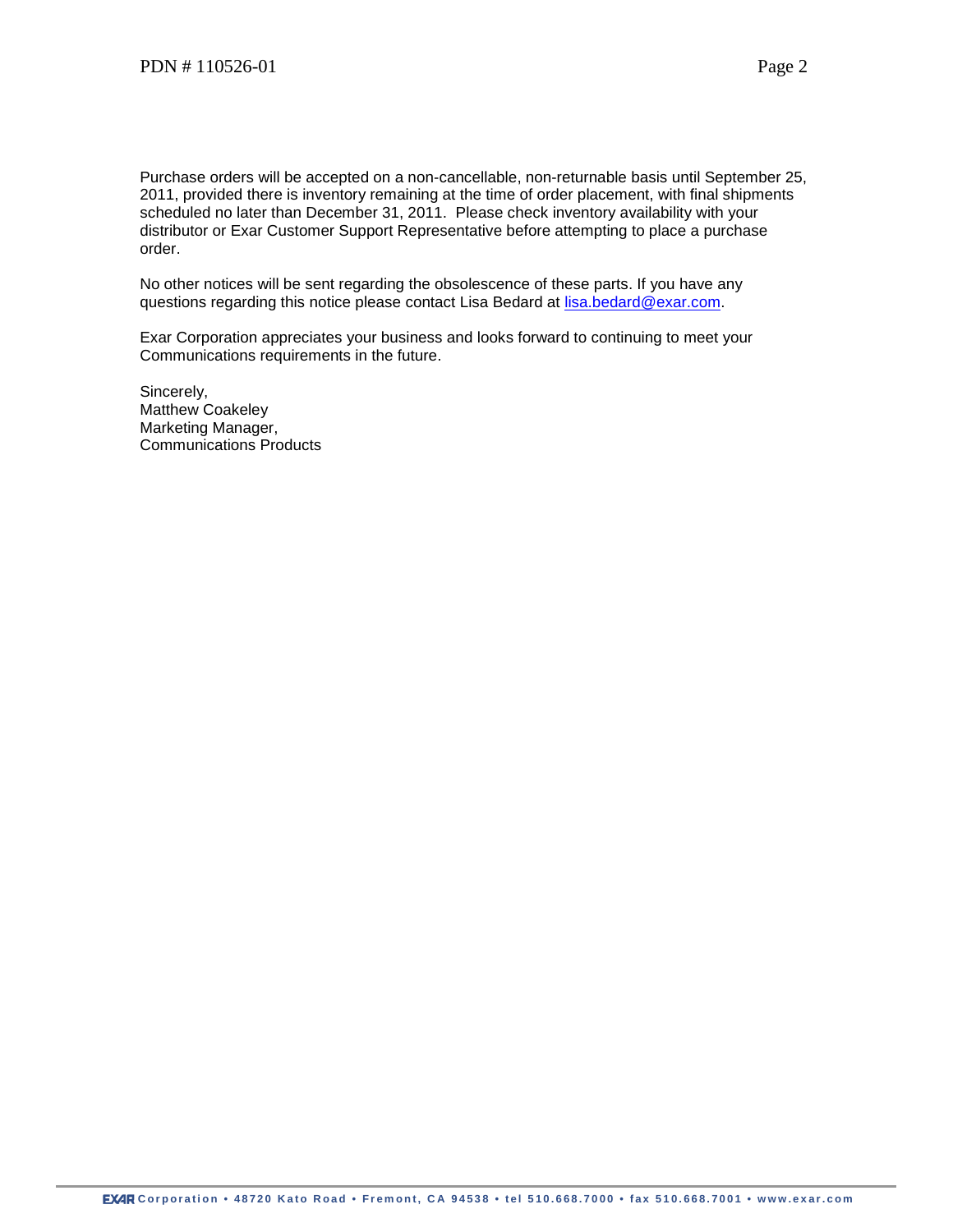Purchase orders will be accepted on a non-cancellable, non-returnable basis until September 25, 2011, provided there is inventory remaining at the time of order placement, with final shipments scheduled no later than December 31, 2011. Please check inventory availability with your distributor or Exar Customer Support Representative before attempting to place a purchase order.

No other notices will be sent regarding the obsolescence of these parts. If you have any questions regarding this notice please contact Lisa Bedard at lisa.bedard@exar.com.

Exar Corporation appreciates your business and looks forward to continuing to meet your Communications requirements in the future.

Sincerely,
Matthew Coakeley
Marketing Manager,
Communications Products